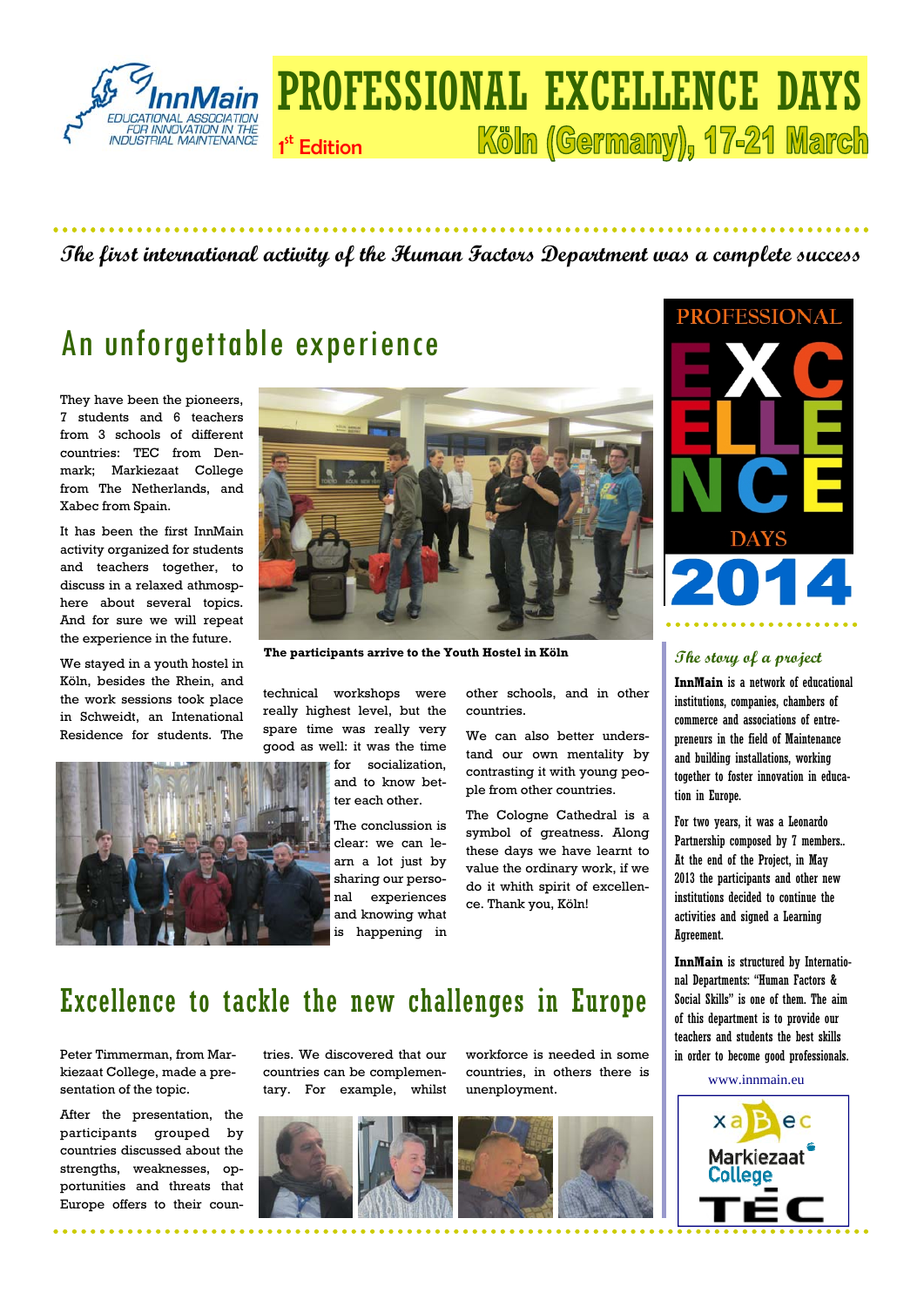InnMain EDUCATIONAL ASSOCIATION FOR INNOVATION IN THE INDUSTRIAL MAINTENANCE

# PROFESSIONAL EXCELLENCE DAYS

1st Edition — Köln (Germany), 17-21 March

***The first international activity of the Human Factors Department was a complete success***

## An unforgettable experience

They have been the pioneers, 7 students and 6 teachers from 3 schools of different countries: TEC from Denmark; Markiezaat College from The Netherlands, and Xabec from Spain.

It has been the first InnMain activity organized for students and teachers together, to discuss in a relaxed athmosphere about several topics. And for sure we will repeat the experience in the future.

**The participants arrive to the Youth Hostel in Köln**

We stayed in a youth hostel in Köln, besides the Rhein, and the work sessions took place in Schweidt, an Intenational Residence for students. The technical workshops were really highest level, but the spare time was really very good as well: it was the time for socialization, and to know better each other.

The conclussion is clear: we can learn a lot just by sharing our personal experiences and knowing what is happening in other schools, and in other countries.

We can also better understand our own mentality by contrasting it with young people from other countries.

The Cologne Cathedral is a symbol of greatness. Along these days we have learnt to value the ordinary work, if we do it whith spirit of excellence. Thank you, Köln!

PROFESSIONAL EXCELLENCE DAYS 2014

### *The story of a project*

**InnMain** is a network of educational institutions, companies, chambers of commerce and associations of entrepreneurs in the field of Maintenance and building installations, working together to foster innovation in education in Europe.

For two years, it was a Leonardo Partnership composed by 7 members.. At the end of the Project, in May 2013 the participants and other new institutions decided to continue the activities and signed a Learning Agreement.

**InnMain** is structured by International Departments: "Human Factors & Social Skills" is one of them. The aim of this department is to provide our teachers and students the best skills in order to become good professionals.

www.innmain.eu

xaBec — Markiezaat College — TEC

## Excellence to tackle the new challenges in Europe

Peter Timmerman, from Markiezaat College, made a presentation of the topic.

After the presentation, the participants grouped by countries discussed about the strengths, weaknesses, opportunities and threats that Europe offers to their countries. We discovered that our countries can be complementary. For example, whilst workforce is needed in some countries, in others there is unenplopyment.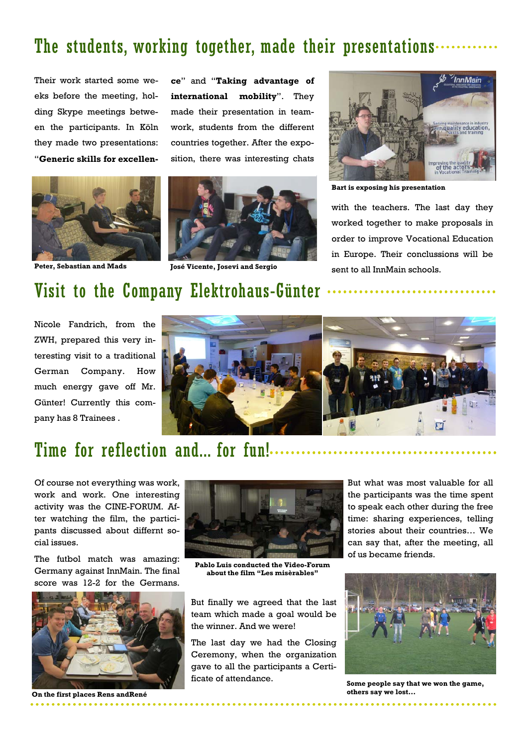## The students, working together, made their presentations

Their work started some weeks before the meeting, holding Skype meetings between the participants. In Köln they made two presentations: "**Generic skills for excellence**" and "**Taking advantage of international mobility**". They made their presentation in teamwork, students from the different countries together. After the exposition, there was interesting chats with the teachers. The last day they worked together to make proposals in order to improve Vocational Education in Europe. Their conclussions will be sent to all InnMain schools.

**Peter, Sebastian and Mads**

**José Vicente, Josevi and Sergio**

**Bart is exposing his presentation**

## Visit to the Company Elektrohaus-Günter

Nicole Fandrich, from the ZWH, prepared this very interesting visit to a traditional German Company. How much energy gave off Mr. Günter! Currently this company has 8 Trainees .

## Time for reflection and... for fun!

Of course not everything was work, work and work. One interesting activity was the CINE-FORUM. After watching the film, the participants discussed about differnt social issues.

The futbol match was amazing: Germany against InnMain. The final score was 12-2 for the Germans.

**Pablo Luis conducted the Video-Forum about the film "Les misèrables"**

**On the first places Rens andRené**

But finally we agreed that the last team which made a goal would be the winner. And we were!

The last day we had the Closing Ceremony, when the organization gave to all the participants a Certificate of attendance.

But what was most valuable for all the participants was the time spent to speak each other during the free time: sharing experiences, telling stories about their countries… We can say that, after the meeting, all of us became friends.

**Some people say that we won the game, others say we lost…**